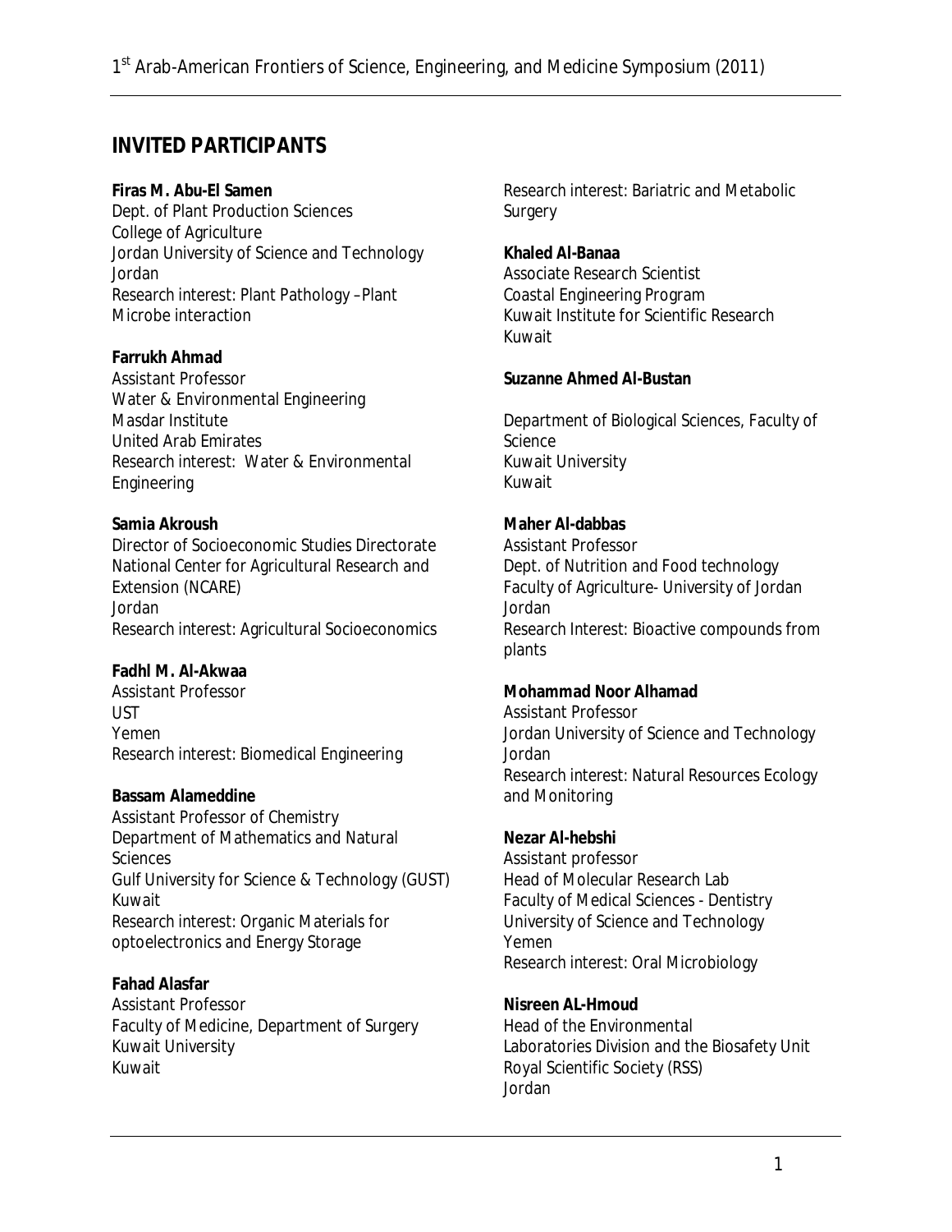## INVITED PARTICIPANTS

**Firas M. Abu-El Samen**
Dept. of Plant Production Sciences
College of Agriculture
Jordan University of Science and Technology
Jordan
Research interest: Plant Pathology –Plant Microbe interaction

**Farrukh Ahmad**
Assistant Professor
Water & Environmental Engineering
Masdar Institute
United Arab Emirates
Research interest: Water & Environmental Engineering

**Samia Akroush**
Director of Socioeconomic Studies Directorate
National Center for Agricultural Research and Extension (NCARE)
Jordan
Research interest: Agricultural Socioeconomics

**Fadhl M. Al-Akwaa**
Assistant Professor
UST
Yemen
Research interest: Biomedical Engineering

**Bassam Alameddine**
Assistant Professor of Chemistry
Department of Mathematics and Natural Sciences
Gulf University for Science & Technology (GUST)
Kuwait
Research interest: Organic Materials for optoelectronics and Energy Storage

**Fahad Alasfar**
Assistant Professor
Faculty of Medicine, Department of Surgery
Kuwait University
Kuwait
Research interest: Bariatric and Metabolic Surgery

**Khaled Al-Banaa**
Associate Research Scientist
Coastal Engineering Program
Kuwait Institute for Scientific Research
Kuwait

**Suzanne Ahmed Al-Bustan**

Department of Biological Sciences, Faculty of Science
Kuwait University
Kuwait

**Maher Al-dabbas**
Assistant Professor
Dept. of Nutrition and Food technology
Faculty of Agriculture- University of Jordan
Jordan
Research Interest: Bioactive compounds from plants

**Mohammad Noor Alhamad**
Assistant Professor
Jordan University of Science and Technology
Jordan
Research interest: Natural Resources Ecology and Monitoring

**Nezar Al-hebshi**
Assistant professor
Head of Molecular Research Lab
Faculty of Medical Sciences - Dentistry
University of Science and Technology
Yemen
Research interest: Oral Microbiology

**Nisreen AL-Hmoud**
Head of the Environmental Laboratories Division and the Biosafety Unit
Royal Scientific Society (RSS)
Jordan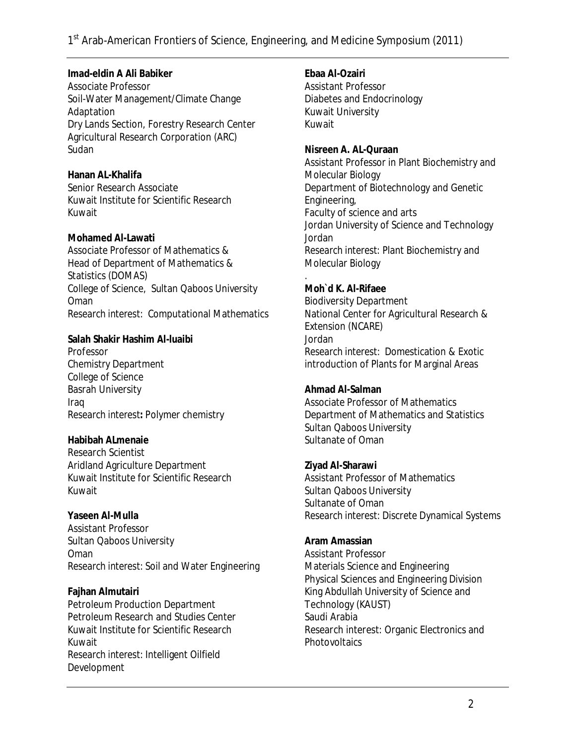**Imad-eldin A Ali Babiker**
Associate Professor
Soil-Water Management/Climate Change Adaptation
Dry Lands Section, Forestry Research Center
Agricultural Research Corporation (ARC)
Sudan

**Hanan AL-Khalifa**
Senior Research Associate
Kuwait Institute for Scientific Research
Kuwait

**Mohamed Al-Lawati**
Associate Professor of Mathematics &
Head of Department of Mathematics & Statistics (DOMAS)
College of Science, Sultan Qaboos University
Oman
Research interest: Computational Mathematics

**Salah Shakir Hashim Al-luaibi**
Professor
Chemistry Department
College of Science
Basrah University
Iraq
Research interest**:** Polymer chemistry

**Habibah ALmenaie**
Research Scientist
Aridland Agriculture Department
Kuwait Institute for Scientific Research
Kuwait

**Yaseen Al-Mulla**
Assistant Professor
Sultan Qaboos University
Oman
Research interest: Soil and Water Engineering

**Fajhan Almutairi**
Petroleum Production Department
Petroleum Research and Studies Center
Kuwait Institute for Scientific Research
Kuwait
Research interest: Intelligent Oilfield Development

**Ebaa Al-Ozairi**
Assistant Professor
Diabetes and Endocrinology
Kuwait University
Kuwait

**Nisreen A. AL-Quraan**
Assistant Professor in Plant Biochemistry and Molecular Biology
Department of Biotechnology and Genetic Engineering,
Faculty of science and arts
Jordan University of Science and Technology
Jordan
Research interest: Plant Biochemistry and Molecular Biology
.

**Moh`d K. Al-Rifaee**
Biodiversity Department
National Center for Agricultural Research & Extension (NCARE)
Jordan
Research interest: Domestication & Exotic introduction of Plants for Marginal Areas

**Ahmad Al-Salman**
Associate Professor of Mathematics
Department of Mathematics and Statistics
Sultan Qaboos University
Sultanate of Oman

**Ziyad Al-Sharawi**
Assistant Professor of Mathematics
Sultan Qaboos University
Sultanate of Oman
Research interest: Discrete Dynamical Systems

**Aram Amassian**
Assistant Professor
Materials Science and Engineering
Physical Sciences and Engineering Division
King Abdullah University of Science and Technology (KAUST)
Saudi Arabia
Research interest: Organic Electronics and Photovoltaics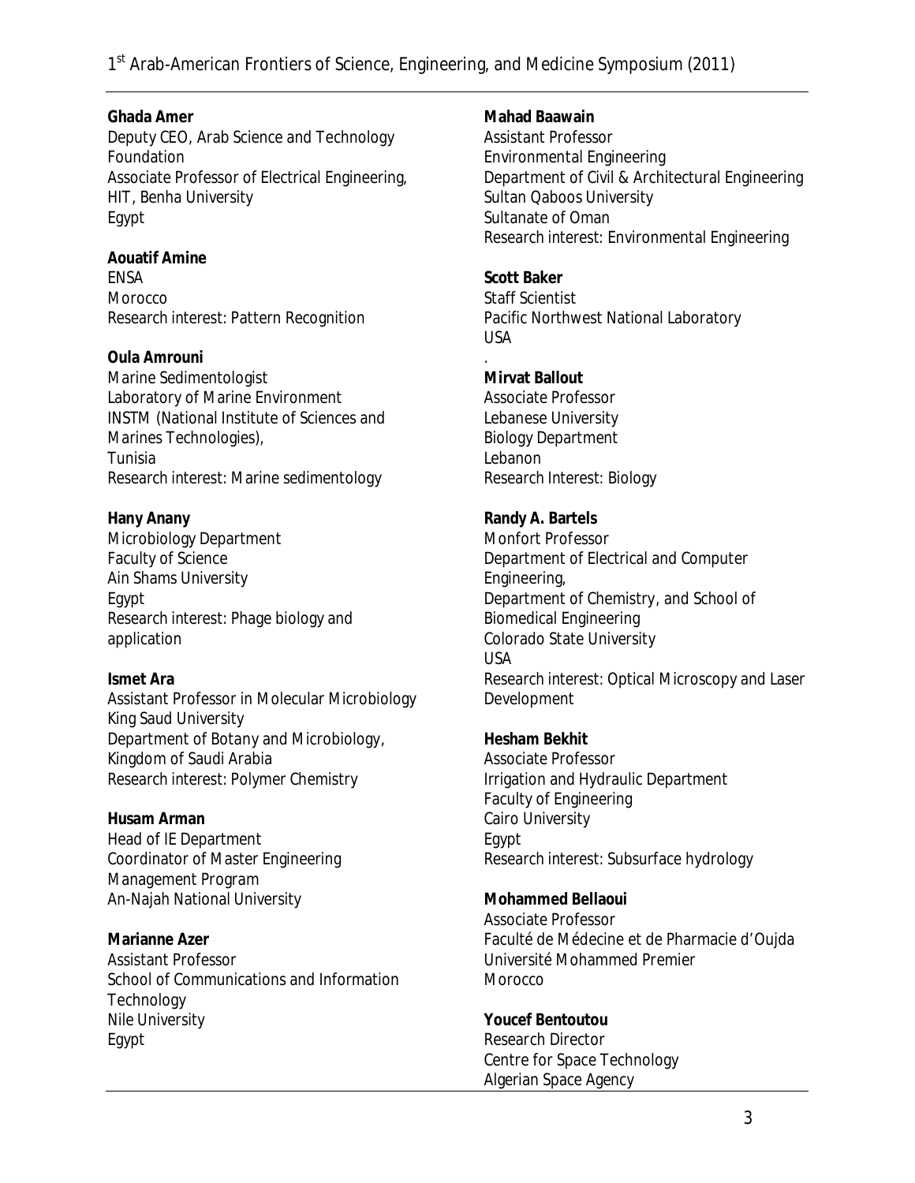**Ghada Amer**
Deputy CEO, Arab Science and Technology Foundation
Associate Professor of Electrical Engineering, HIT, Benha University
Egypt

**Aouatif Amine**
ENSA
Morocco
Research interest: Pattern Recognition

**Oula Amrouni**
Marine Sedimentologist
Laboratory of Marine Environment
INSTM (National Institute of Sciences and Marines Technologies),
Tunisia
Research interest: Marine sedimentology

**Hany Anany**
Microbiology Department
Faculty of Science
Ain Shams University
Egypt
Research interest: Phage biology and application

**Ismet Ara**
Assistant Professor in Molecular Microbiology
King Saud University
Department of Botany and Microbiology,
Kingdom of Saudi Arabia
Research interest: Polymer Chemistry

**Husam Arman**
Head of IE Department
Coordinator of Master Engineering Management Program
An-Najah National University

**Marianne Azer**
Assistant Professor
School of Communications and Information Technology
Nile University
Egypt

**Mahad Baawain**
Assistant Professor
Environmental Engineering
Department of Civil & Architectural Engineering
Sultan Qaboos University
Sultanate of Oman
Research interest: Environmental Engineering

**Scott Baker**
Staff Scientist
Pacific Northwest National Laboratory
USA

**Mirvat Ballout**
Associate Professor
Lebanese University
Biology Department
Lebanon
Research Interest: Biology

**Randy A. Bartels**
Monfort Professor
Department of Electrical and Computer Engineering,
Department of Chemistry, and School of Biomedical Engineering
Colorado State University
USA
Research interest: Optical Microscopy and Laser Development

**Hesham Bekhit**
Associate Professor
Irrigation and Hydraulic Department
Faculty of Engineering
Cairo University
Egypt
Research interest: Subsurface hydrology

**Mohammed Bellaoui**
Associate Professor
Faculté de Médecine et de Pharmacie d'Oujda
Université Mohammed Premier
Morocco

**Youcef Bentoutou**
Research Director
Centre for Space Technology
Algerian Space Agency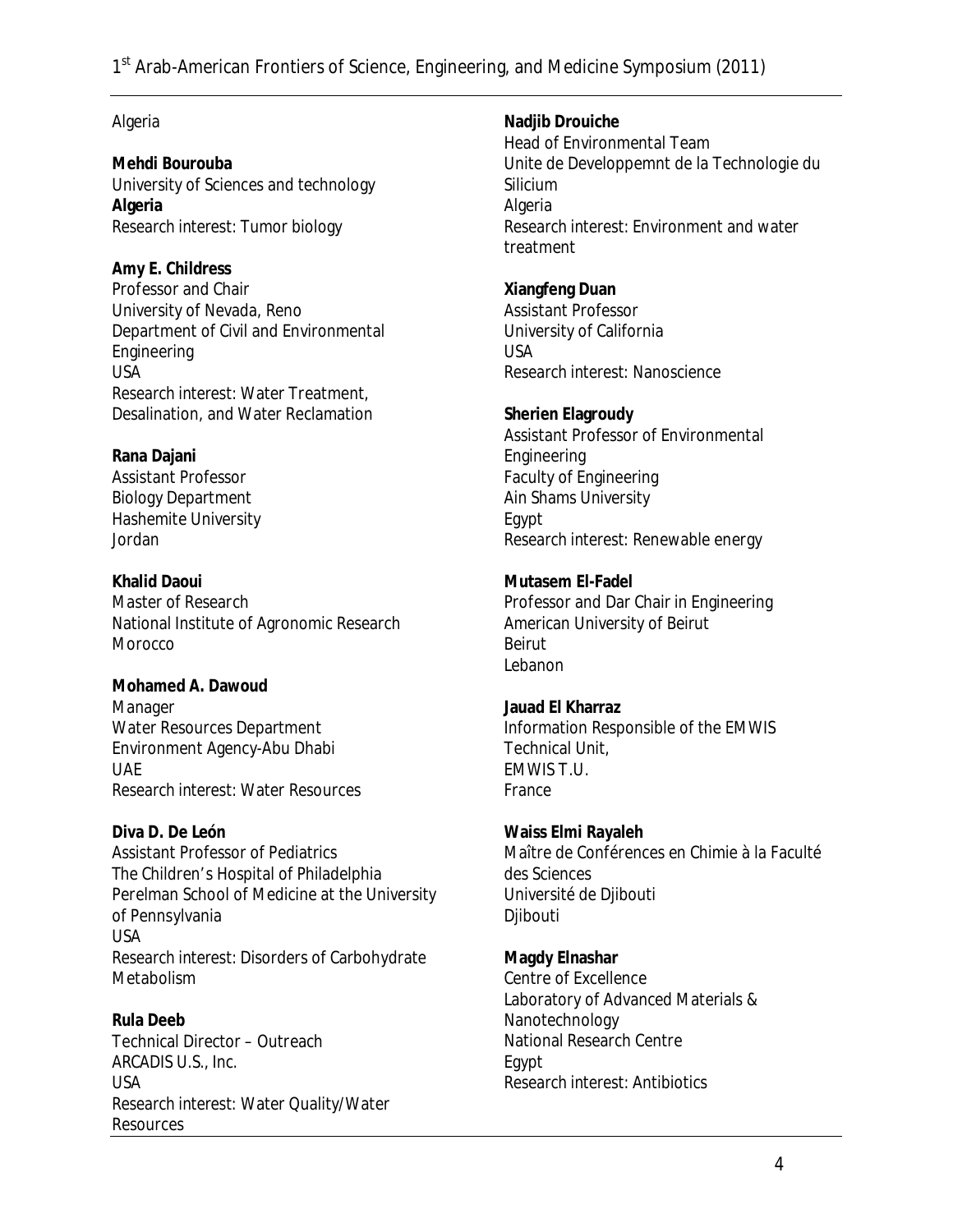Algeria

**Mehdi Bourouba**
University of Sciences and technology
**Algeria**
Research interest: Tumor biology

**Amy E. Childress**
Professor and Chair
University of Nevada, Reno
Department of Civil and Environmental Engineering
USA
Research interest: Water Treatment, Desalination, and Water Reclamation

**Rana Dajani**
Assistant Professor
Biology Department
Hashemite University
Jordan

**Khalid Daoui**
Master of Research
National Institute of Agronomic Research
Morocco

**Mohamed A. Dawoud**
Manager
Water Resources Department
Environment Agency-Abu Dhabi
UAE
Research interest: Water Resources

**Diva D. De León**
Assistant Professor of Pediatrics
The Children's Hospital of Philadelphia
Perelman School of Medicine at the University of Pennsylvania
USA
Research interest: Disorders of Carbohydrate Metabolism

**Rula Deeb**
Technical Director – Outreach
ARCADIS U.S., Inc.
USA
Research interest: Water Quality/Water Resources

**Nadjib Drouiche**
Head of Environmental Team
Unite de Developpemnt de la Technologie du Silicium
Algeria
Research interest: Environment and water treatment

**Xiangfeng Duan**
Assistant Professor
University of California
USA
Research interest: Nanoscience

**Sherien Elagroudy**
Assistant Professor of Environmental Engineering
Faculty of Engineering
Ain Shams University
Egypt
Research interest: Renewable energy

**Mutasem El-Fadel**
Professor and Dar Chair in Engineering
American University of Beirut
Beirut
Lebanon

**Jauad El Kharraz**
Information Responsible of the EMWIS Technical Unit,
EMWIS T.U.
France

**Waiss Elmi Rayaleh**
Maître de Conférences en Chimie à la Faculté des Sciences
Université de Djibouti
Djibouti

**Magdy Elnashar**
Centre of Excellence
Laboratory of Advanced Materials & Nanotechnology
National Research Centre
Egypt
Research interest: Antibiotics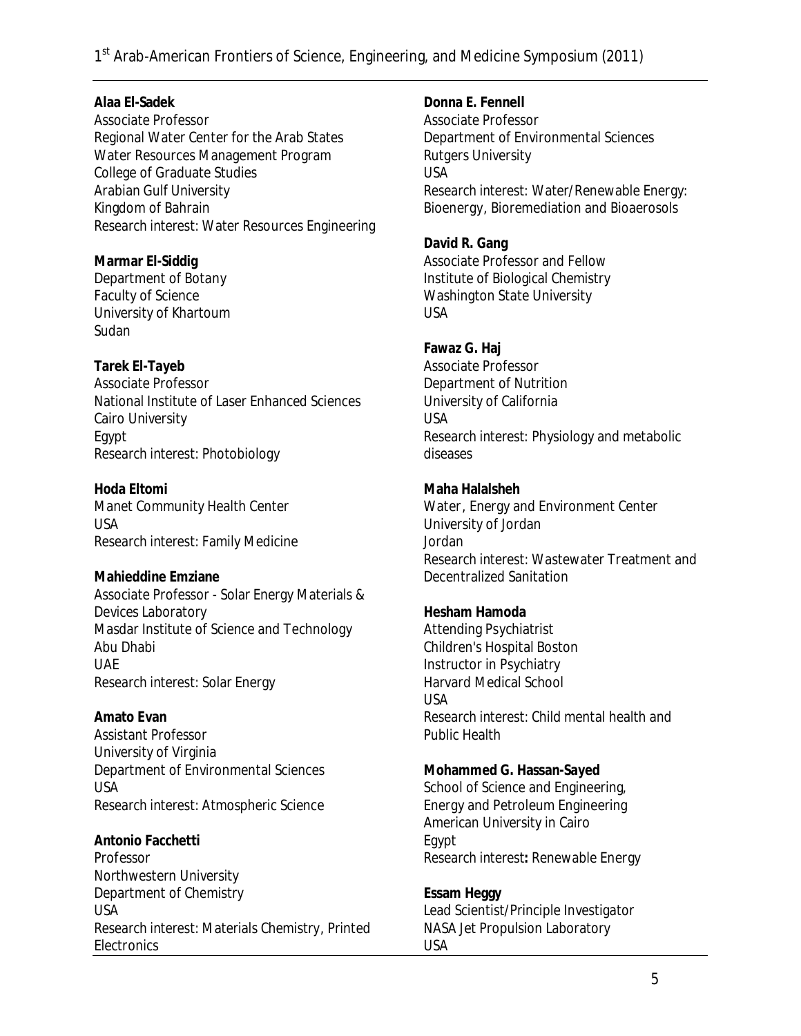**Alaa El-Sadek**
Associate Professor
Regional Water Center for the Arab States
Water Resources Management Program
College of Graduate Studies
Arabian Gulf University
Kingdom of Bahrain
Research interest: Water Resources Engineering

**Marmar El-Siddig**
Department of Botany
Faculty of Science
University of Khartoum
Sudan

**Tarek El-Tayeb**
Associate Professor
National Institute of Laser Enhanced Sciences
Cairo University
Egypt
Research interest: Photobiology

**Hoda Eltomi**
Manet Community Health Center
USA
Research interest: Family Medicine

**Mahieddine Emziane**
Associate Professor - Solar Energy Materials & Devices Laboratory
Masdar Institute of Science and Technology
Abu Dhabi
UAE
Research interest: Solar Energy

**Amato Evan**
Assistant Professor
University of Virginia
Department of Environmental Sciences
USA
Research interest: Atmospheric Science

**Antonio Facchetti**
Professor
Northwestern University
Department of Chemistry
USA
Research interest: Materials Chemistry, Printed Electronics

**Donna E. Fennell**
Associate Professor
Department of Environmental Sciences
Rutgers University
USA
Research interest: Water/Renewable Energy: Bioenergy, Bioremediation and Bioaerosols

**David R. Gang**
Associate Professor and Fellow
Institute of Biological Chemistry
Washington State University
USA

**Fawaz G. Haj**
Associate Professor
Department of Nutrition
University of California
USA
Research interest: Physiology and metabolic diseases

**Maha Halalsheh**
Water, Energy and Environment Center
University of Jordan
Jordan
Research interest: Wastewater Treatment and Decentralized Sanitation

**Hesham Hamoda**
Attending Psychiatrist
Children's Hospital Boston
Instructor in Psychiatry
Harvard Medical School
USA
Research interest: Child mental health and Public Health

**Mohammed G. Hassan-Sayed**
School of Science and Engineering,
Energy and Petroleum Engineering
American University in Cairo
Egypt
Research interest**:** Renewable Energy

**Essam Heggy**
Lead Scientist/Principle Investigator
NASA Jet Propulsion Laboratory
USA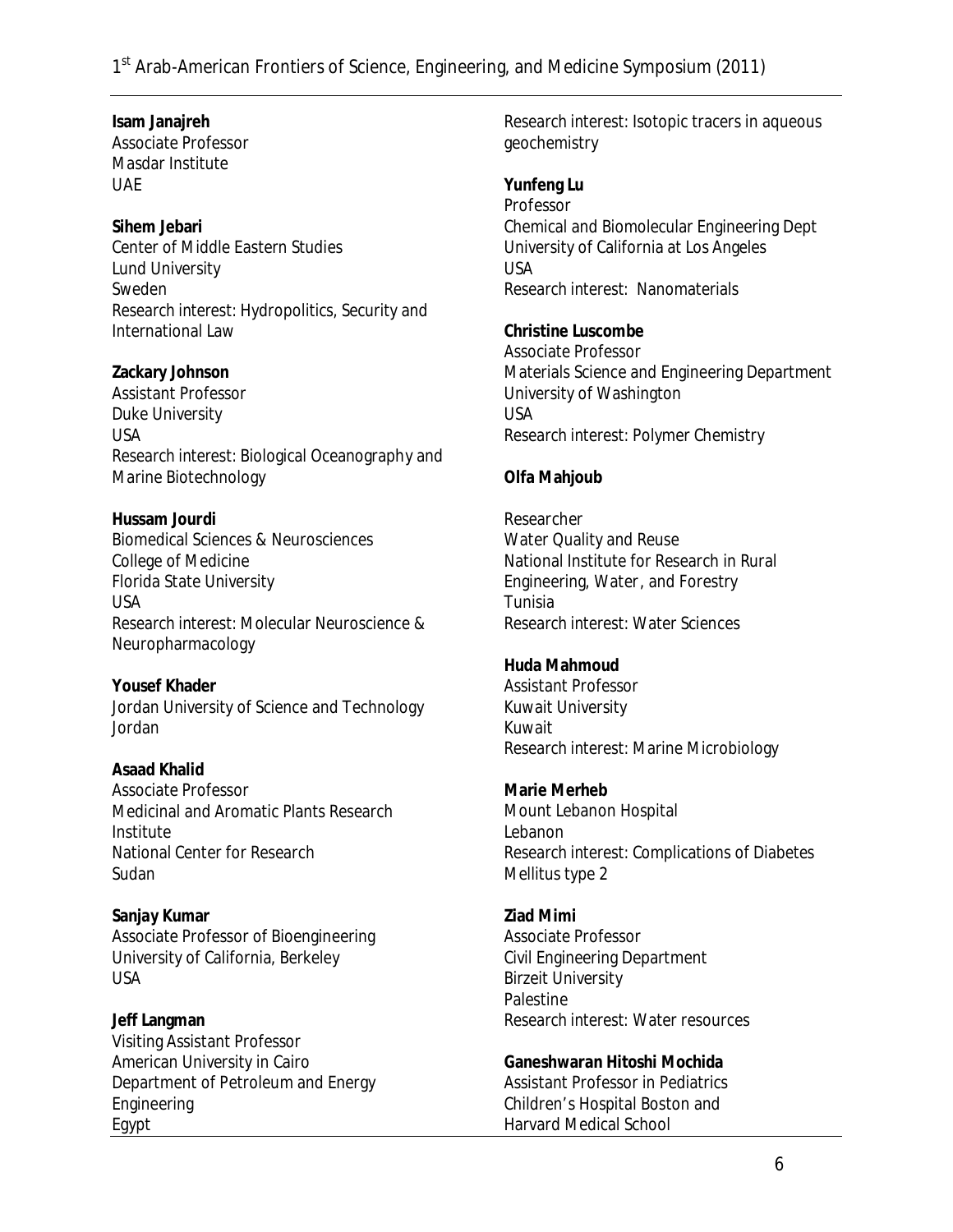**Isam Janajreh**
Associate Professor
Masdar Institute
UAE

**Sihem Jebari**
Center of Middle Eastern Studies
Lund University
Sweden
Research interest: Hydropolitics, Security and International Law

**Zackary Johnson**
Assistant Professor
Duke University
USA
Research interest: Biological Oceanography and Marine Biotechnology

**Hussam Jourdi**
Biomedical Sciences & Neurosciences
College of Medicine
Florida State University
USA
Research interest: Molecular Neuroscience & Neuropharmacology

**Yousef Khader**
Jordan University of Science and Technology
Jordan

**Asaad Khalid**
Associate Professor
Medicinal and Aromatic Plants Research Institute
National Center for Research
Sudan

**Sanjay Kumar**
Associate Professor of Bioengineering
University of California, Berkeley
USA

**Jeff Langman**
Visiting Assistant Professor
American University in Cairo
Department of Petroleum and Energy Engineering
Egypt
Research interest: Isotopic tracers in aqueous geochemistry

**Yunfeng Lu**
Professor
Chemical and Biomolecular Engineering Dept
University of California at Los Angeles
USA
Research interest: Nanomaterials

**Christine Luscombe**
Associate Professor
Materials Science and Engineering Department
University of Washington
USA
Research interest: Polymer Chemistry

**Olfa Mahjoub**

Researcher
Water Quality and Reuse
National Institute for Research in Rural Engineering, Water, and Forestry
Tunisia
Research interest: Water Sciences

**Huda Mahmoud**
Assistant Professor
Kuwait University
Kuwait
Research interest: Marine Microbiology

**Marie Merheb**
Mount Lebanon Hospital
Lebanon
Research interest: Complications of Diabetes Mellitus type 2

**Ziad Mimi**
Associate Professor
Civil Engineering Department
Birzeit University
Palestine
Research interest: Water resources

**Ganeshwaran Hitoshi Mochida**
Assistant Professor in Pediatrics
Children's Hospital Boston and
Harvard Medical School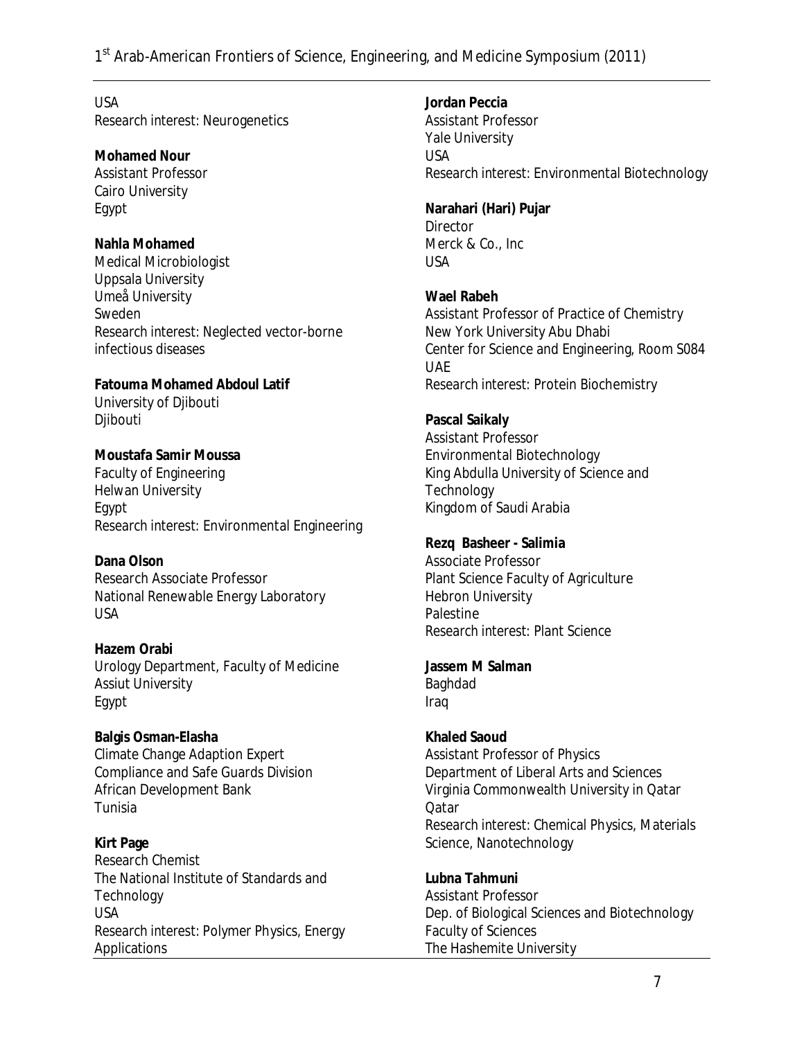USA
Research interest: Neurogenetics

**Mohamed Nour**
Assistant Professor
Cairo University
Egypt

**Nahla Mohamed**
Medical Microbiologist
Uppsala University
Umeå University
Sweden
Research interest: Neglected vector-borne infectious diseases

**Fatouma Mohamed Abdoul Latif**
University of Djibouti
Djibouti

**Moustafa Samir Moussa**
Faculty of Engineering
Helwan University
Egypt
Research interest: Environmental Engineering

**Dana Olson**
Research Associate Professor
National Renewable Energy Laboratory
USA

**Hazem Orabi**
Urology Department, Faculty of Medicine
Assiut University
Egypt

**Balgis Osman-Elasha**
Climate Change Adaption Expert
Compliance and Safe Guards Division
African Development Bank
Tunisia

**Kirt Page**
Research Chemist
The National Institute of Standards and Technology
USA
Research interest: Polymer Physics, Energy Applications

**Jordan Peccia**
Assistant Professor
Yale University
USA
Research interest: Environmental Biotechnology

**Narahari (Hari) Pujar**
Director
Merck & Co., Inc
USA

**Wael Rabeh**
Assistant Professor of Practice of Chemistry
New York University Abu Dhabi
Center for Science and Engineering, Room S084
UAE
Research interest: Protein Biochemistry

**Pascal Saikaly**
Assistant Professor
Environmental Biotechnology
King Abdulla University of Science and Technology
Kingdom of Saudi Arabia

**Rezq Basheer - Salimia**
Associate Professor
Plant Science Faculty of Agriculture
Hebron University
Palestine
Research interest: Plant Science

**Jassem M Salman**
Baghdad
Iraq

**Khaled Saoud**
Assistant Professor of Physics
Department of Liberal Arts and Sciences
Virginia Commonwealth University in Qatar
Qatar
Research interest: Chemical Physics, Materials Science, Nanotechnology

**Lubna Tahmuni**
Assistant Professor
Dep. of Biological Sciences and Biotechnology
Faculty of Sciences
The Hashemite University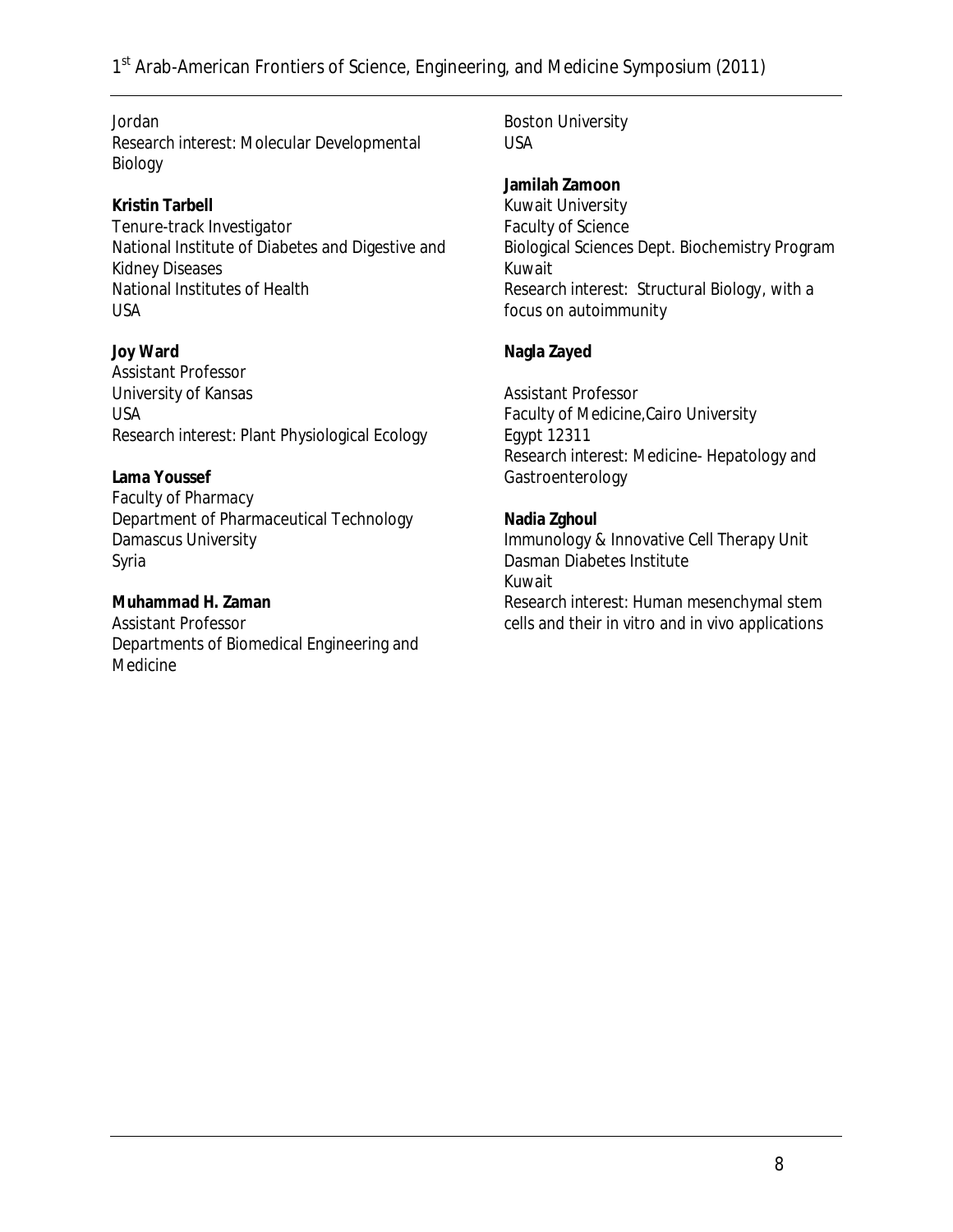Jordan
Research interest: Molecular Developmental Biology

**Kristin Tarbell**
Tenure-track Investigator
National Institute of Diabetes and Digestive and Kidney Diseases
National Institutes of Health
USA

**Joy Ward**
Assistant Professor
University of Kansas
USA
Research interest: Plant Physiological Ecology

**Lama Youssef**
Faculty of Pharmacy
Department of Pharmaceutical Technology
Damascus University
Syria

**Muhammad H. Zaman**
Assistant Professor
Departments of Biomedical Engineering and Medicine
Boston University
USA

**Jamilah Zamoon**
Kuwait University
Faculty of Science
Biological Sciences Dept. Biochemistry Program
Kuwait
Research interest: Structural Biology, with a focus on autoimmunity

**Nagla Zayed**

Assistant Professor
Faculty of Medicine,Cairo University
Egypt 12311
Research interest: Medicine- Hepatology and Gastroenterology

**Nadia Zghoul**
Immunology & Innovative Cell Therapy Unit
Dasman Diabetes Institute
Kuwait
Research interest: Human mesenchymal stem cells and their in vitro and in vivo applications